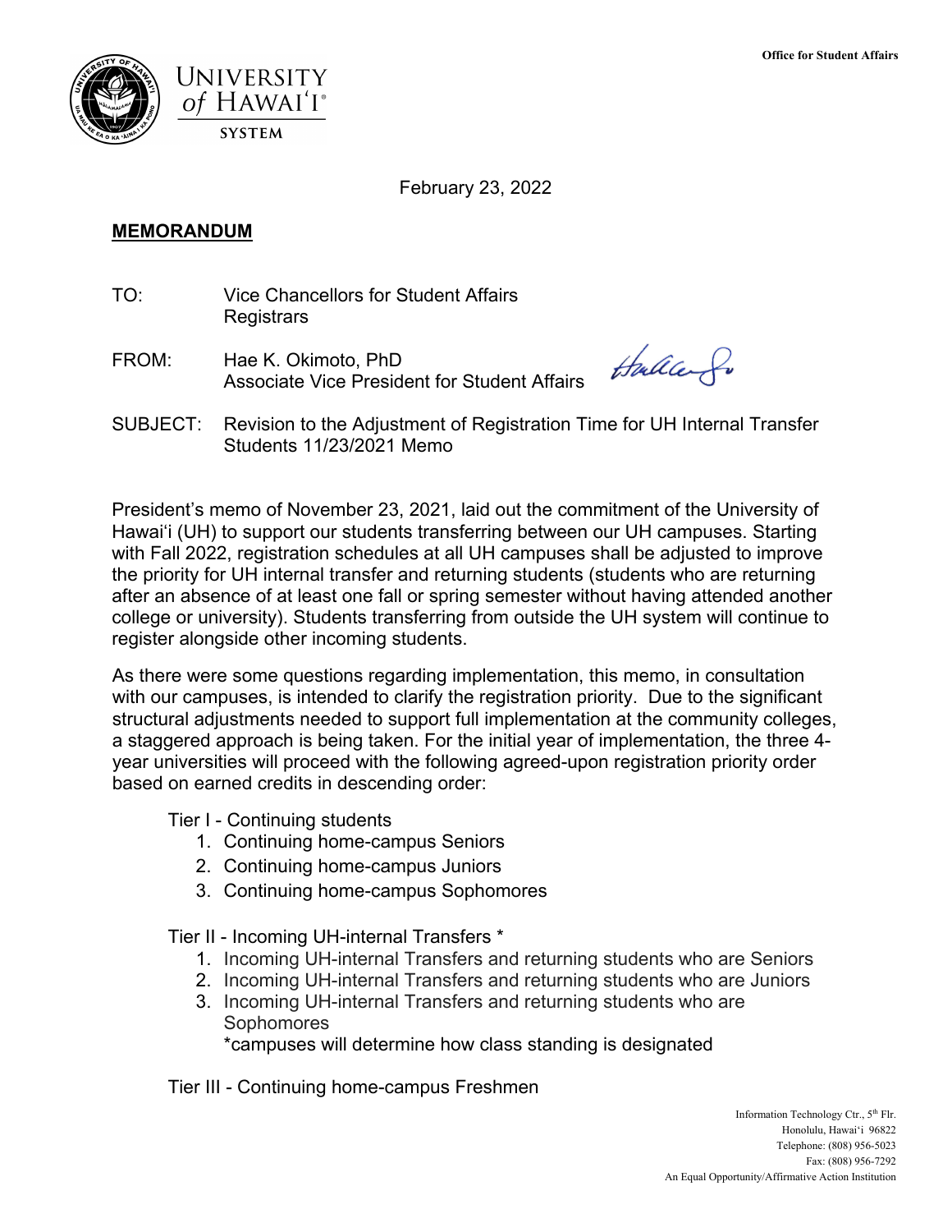Office for Student Affairs

UNIVERSITY of HAWAIʻI® SYSTEM

February 23, 2022

**MEMORANDUM**

TO: Vice Chancellors for Student Affairs
Registrars

FROM: Hae K. Okimoto, PhD
Associate Vice President for Student Affairs

SUBJECT: Revision to the Adjustment of Registration Time for UH Internal Transfer Students 11/23/2021 Memo

President's memo of November 23, 2021, laid out the commitment of the University of Hawaiʻi (UH) to support our students transferring between our UH campuses. Starting with Fall 2022, registration schedules at all UH campuses shall be adjusted to improve the priority for UH internal transfer and returning students (students who are returning after an absence of at least one fall or spring semester without having attended another college or university). Students transferring from outside the UH system will continue to register alongside other incoming students.

As there were some questions regarding implementation, this memo, in consultation with our campuses, is intended to clarify the registration priority. Due to the significant structural adjustments needed to support full implementation at the community colleges, a staggered approach is being taken. For the initial year of implementation, the three 4-year universities will proceed with the following agreed-upon registration priority order based on earned credits in descending order:

Tier I - Continuing students

1. Continuing home-campus Seniors
2. Continuing home-campus Juniors
3. Continuing home-campus Sophomores

Tier II - Incoming UH-internal Transfers *

1. Incoming UH-internal Transfers and returning students who are Seniors
2. Incoming UH-internal Transfers and returning students who are Juniors
3. Incoming UH-internal Transfers and returning students who are Sophomores

*campuses will determine how class standing is designated

Tier III - Continuing home-campus Freshmen

Information Technology Ctr., 5th Flr.
Honolulu, Hawaiʻi 96822
Telephone: (808) 956-5023
Fax: (808) 956-7292
An Equal Opportunity/Affirmative Action Institution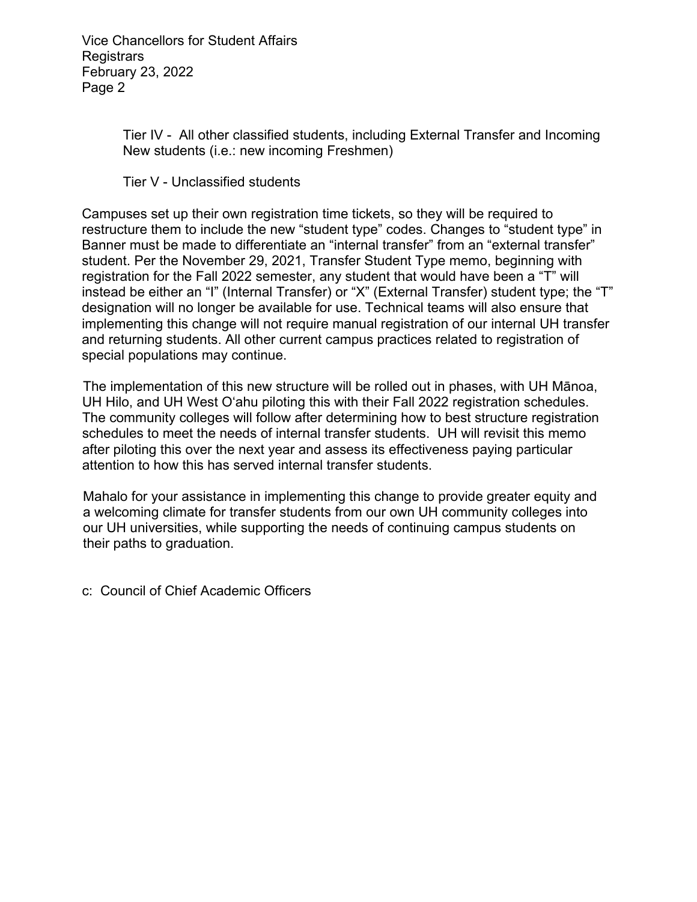Tier IV - All other classified students, including External Transfer and Incoming New students (i.e.: new incoming Freshmen)

Tier V - Unclassified students

Campuses set up their own registration time tickets, so they will be required to restructure them to include the new "student type" codes. Changes to "student type" in Banner must be made to differentiate an "internal transfer" from an "external transfer" student. Per the November 29, 2021, Transfer Student Type memo, beginning with registration for the Fall 2022 semester, any student that would have been a "T" will instead be either an "I" (Internal Transfer) or "X" (External Transfer) student type; the "T" designation will no longer be available for use. Technical teams will also ensure that implementing this change will not require manual registration of our internal UH transfer and returning students. All other current campus practices related to registration of special populations may continue.

The implementation of this new structure will be rolled out in phases, with UH Mānoa, UH Hilo, and UH West Oʻahu piloting this with their Fall 2022 registration schedules. The community colleges will follow after determining how to best structure registration schedules to meet the needs of internal transfer students. UH will revisit this memo after piloting this over the next year and assess its effectiveness paying particular attention to how this has served internal transfer students.

Mahalo for your assistance in implementing this change to provide greater equity and a welcoming climate for transfer students from our own UH community colleges into our UH universities, while supporting the needs of continuing campus students on their paths to graduation.

c: Council of Chief Academic Officers